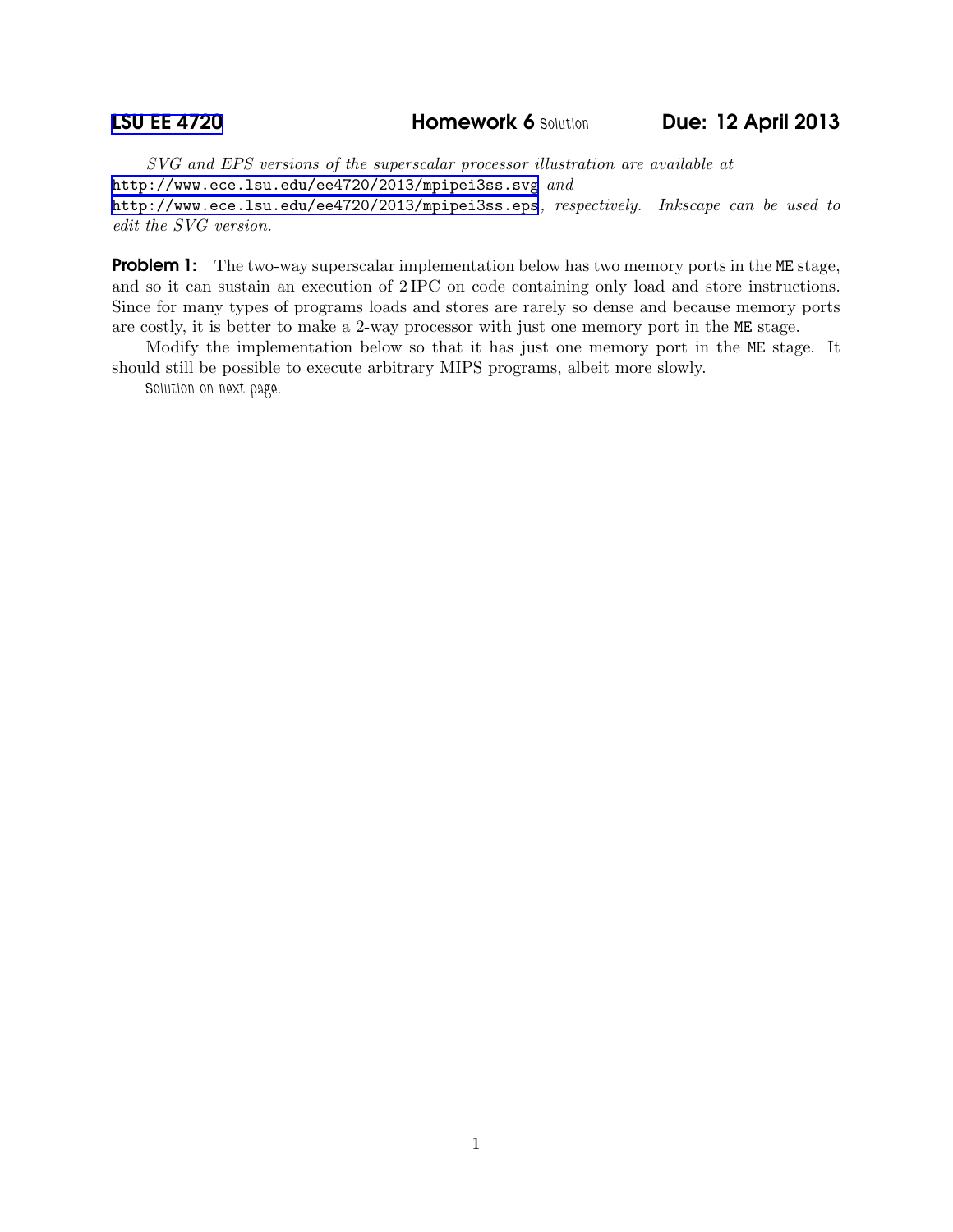# LSU EE 4720 — Homework 6 Solution — Due: 12 April 2013

*SVG and EPS versions of the superscalar processor illustration are available at* http://www.ece.lsu.edu/ee4720/2013/mpipei3ss.svg *and* http://www.ece.lsu.edu/ee4720/2013/mpipei3ss.eps*, respectively. Inkscape can be used to edit the SVG version.*

**Problem 1:** The two-way superscalar implementation below has two memory ports in the ME stage, and so it can sustain an execution of 2 IPC on code containing only load and store instructions. Since for many types of programs loads and stores are rarely so dense and because memory ports are costly, it is better to make a 2-way processor with just one memory port in the ME stage.

Modify the implementation below so that it has just one memory port in the ME stage. It should still be possible to execute arbitrary MIPS programs, albeit more slowly.

Solution on next page.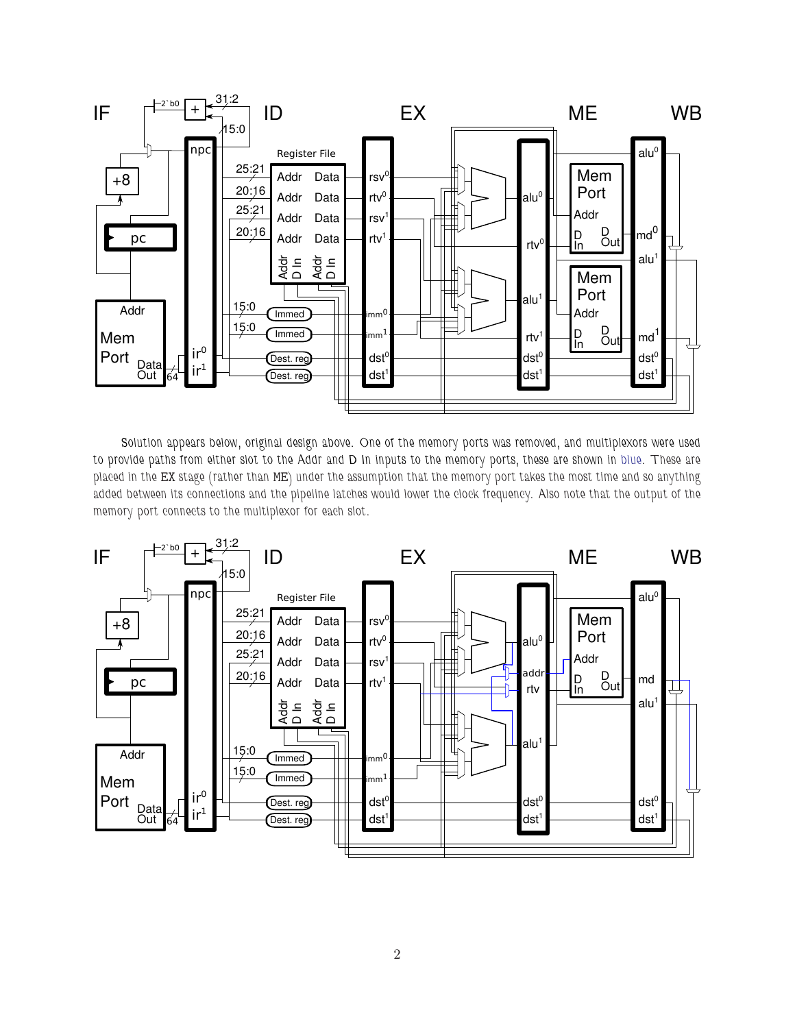Solution appears below, original design above. One of the memory ports was removed, and multiplexors were used to provide paths from either slot to the Addr and D In inputs to the memory ports, these are shown in blue. These are placed in the EX stage (rather than ME) under the assumption that the memory port takes the most time and so anything added between its connections and the pipeline latches would lower the clock frequency. Also note that the output of the memory port connects to the multiplexor for each slot.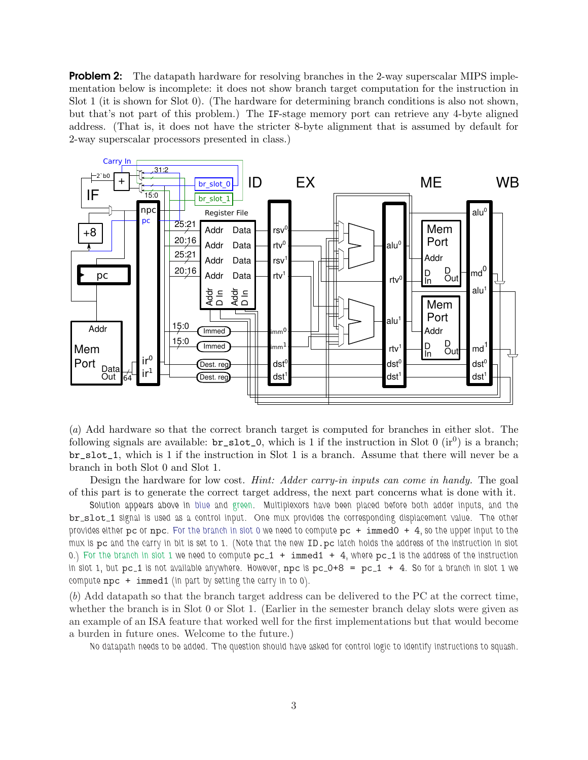**Problem 2:** The datapath hardware for resolving branches in the 2-way superscalar MIPS implementation below is incomplete: it does not show branch target computation for the instruction in Slot 1 (it is shown for Slot 0). (The hardware for determining branch conditions is also not shown, but that's not part of this problem.) The `IF`-stage memory port can retrieve any 4-byte aligned address. (That is, it does not have the stricter 8-byte alignment that is assumed by default for 2-way superscalar processors presented in class.)

Carry In

2'b0

31:2

15:0

br_slot_0

br_slot_1

IF

ID

EX

ME

WB

+

+8

npc

pc

pc

Register File

25:21

20:16

25:21

20:16

Addr Data

Addr Data

Addr Data

Addr Data

Addr D In Addr D In

rsv$^0$

rtv$^0$

rsv$^1$

rtv$^1$

alu$^0$

rtv$^0$

alu$^1$

rtv$^1$

Mem Port

Addr

D In

D Out

Mem Port

Addr

D In

D Out

alu$^0$

md$^0$

alu$^1$

md$^1$

Addr

Mem Port

Data Out

64

ir$^0$

ir$^1$

15:0

15:0

Immed

Immed

imm$^0$

imm$^1$

Dest. reg

Dest. reg

dst$^0$

dst$^1$

dst$^0$

dst$^1$

dst$^0$

dst$^1$

(*a*) Add hardware so that the correct branch target is computed for branches in either slot. The following signals are available: `br_slot_0`, which is 1 if the instruction in Slot 0 (ir$^0$) is a branch; `br_slot_1`, which is 1 if the instruction in Slot 1 is a branch. Assume that there will never be a branch in both Slot 0 and Slot 1.

Design the hardware for low cost. *Hint: Adder carry-in inputs can come in handy.* The goal of this part is to generate the correct target address, the next part concerns what is done with it.

Solution appears above in blue and green. Multiplexors have been placed before both adder inputs, and the `br_slot_1` signal is used as a control input. One mux provides the corresponding displacement value. The other provides either `pc` or `npc`. For the branch in slot 0 we need to compute `pc + immed0 + 4`, so the upper input to the mux is `pc` and the carry in bit is set to 1. (Note that the new `ID.pc` latch holds the address of the instruction in slot 0.) For the branch in slot 1 we need to compute `pc_1 + immed1 + 4`, where `pc_1` is the address of the instruction in slot 1, but `pc_1` is not available anywhere. However, `npc` is `pc_0+8 = pc_1 + 4`. So for a branch in slot 1 we compute `npc + immed1` (in part by setting the carry in to 0).

(*b*) Add datapath so that the branch target address can be delivered to the PC at the correct time, whether the branch is in Slot 0 or Slot 1. (Earlier in the semester branch delay slots were given as an example of an ISA feature that worked well for the first implementations but that would become a burden in future ones. Welcome to the future.)

No datapath needs to be added. The question should have asked for control logic to identify instructions to squash.